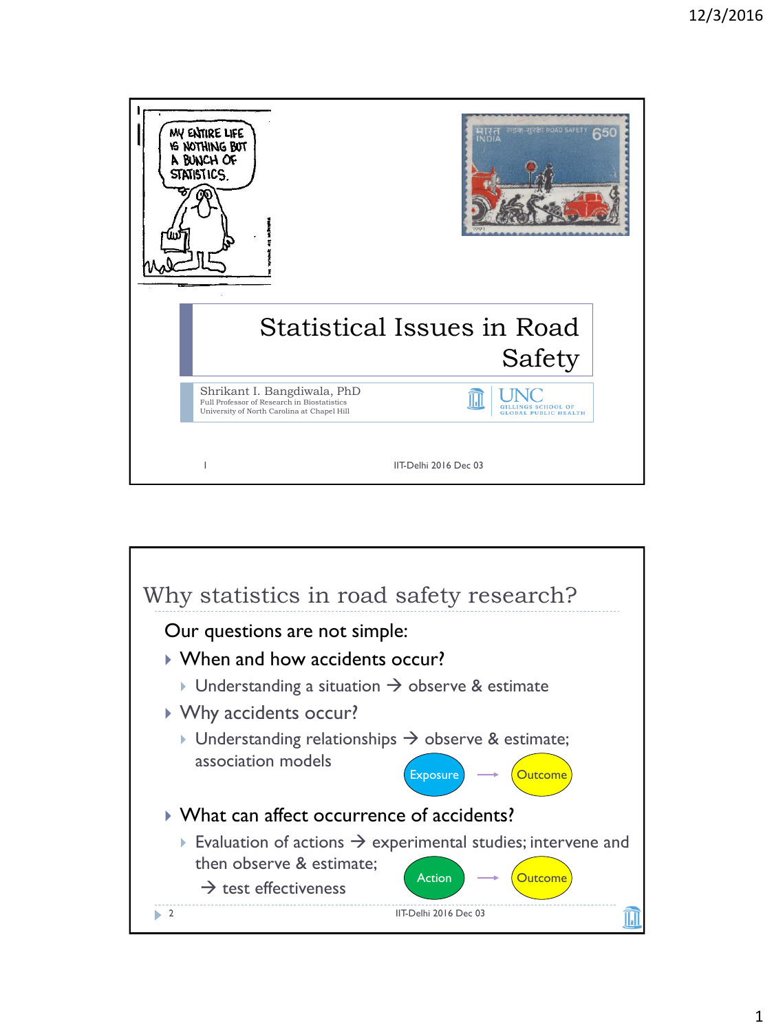# Statistical Issues in Road Safety

Shrikant I. Bangdiwala, PhD
Full Professor of Research in Biostatistics
University of North Carolina at Chapel Hill

UNC GILLINGS SCHOOL OF GLOBAL PUBLIC HEALTH

IIT-Delhi 2016 Dec 03

## Why statistics in road safety research?

Our questions are not simple:

- When and how accidents occur?
  - Understanding a situation → observe & estimate
- Why accidents occur?
  - Understanding relationships → observe & estimate; association models

    Exposure → Outcome

- What can affect occurrence of accidents?
  - Evaluation of actions → experimental studies; intervene and then observe & estimate;

    → test effectiveness

    Action → Outcome

IIT-Delhi 2016 Dec 03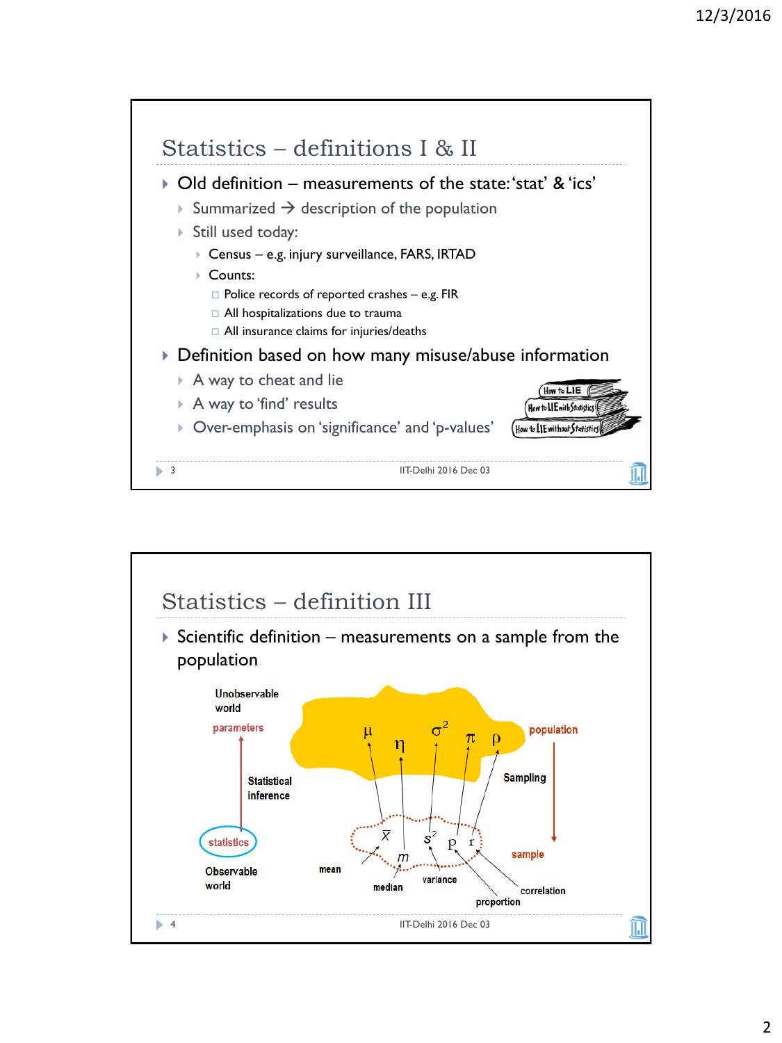## Statistics – definitions I & II

- Old definition – measurements of the state: 'stat' & 'ics'
  - Summarized → description of the population
  - Still used today:
    - Census – e.g. injury surveillance, FARS, IRTAD
    - Counts:
      - Police records of reported crashes – e.g. FIR
      - All hospitalizations due to trauma
      - All insurance claims for injuries/deaths
- Definition based on how many misuse/abuse information
  - A way to cheat and lie
  - A way to 'find' results
  - Over-emphasis on 'significance' and 'p-values'

How to LIE
How to LIE with Statistics
How to LIE without Statistics

IIT-Delhi 2016 Dec 03

## Statistics – definition III

- Scientific definition – measurements on a sample from the population

Unobservable world

parameters

Statistical inference

statistics

Observable world

population

$\mu$ $\eta$ $\sigma^2$ $\pi$ $\rho$

Sampling

sample

$\bar{X}$ $m$ $s^2$ p r

mean

median

variance

proportion

correlation

IIT-Delhi 2016 Dec 03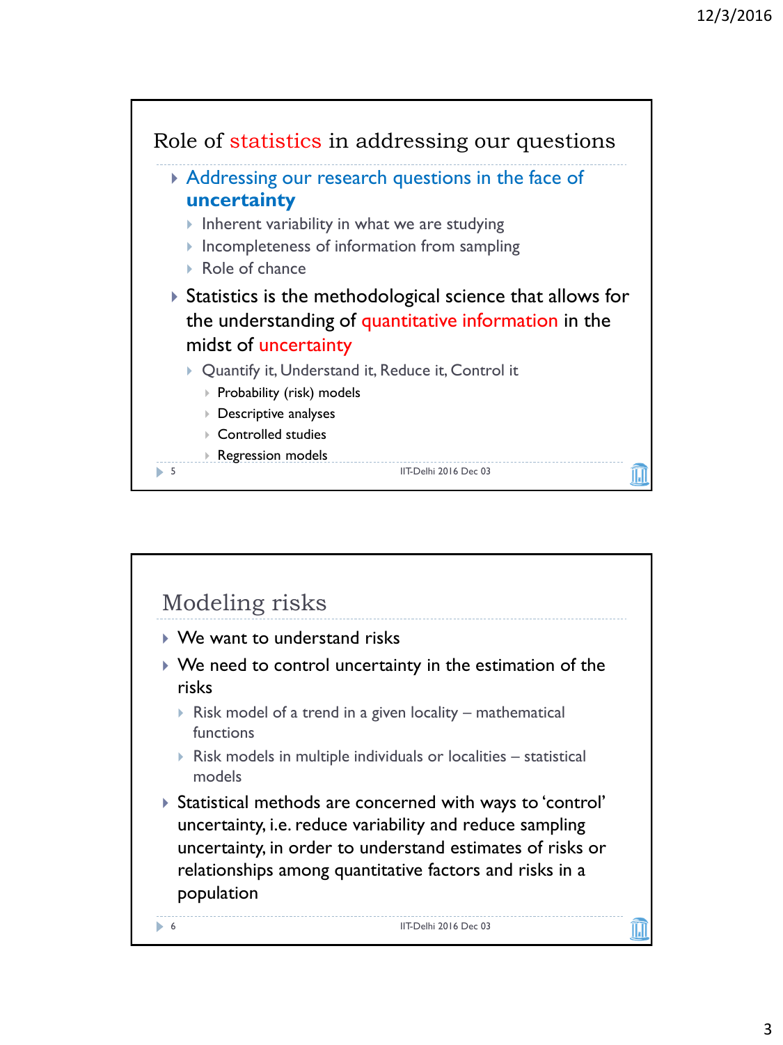## Role of statistics in addressing our questions

- **Addressing our research questions in the face of uncertainty**
  - Inherent variability in what we are studying
  - Incompleteness of information from sampling
  - Role of chance
- Statistics is the methodological science that allows for the understanding of quantitative information in the midst of uncertainty
  - Quantify it, Understand it, Reduce it, Control it
    - Probability (risk) models
    - Descriptive analyses
    - Controlled studies
    - Regression models

## Modeling risks

- We want to understand risks
- We need to control uncertainty in the estimation of the risks
  - Risk model of a trend in a given locality – mathematical functions
  - Risk models in multiple individuals or localities – statistical models
- Statistical methods are concerned with ways to 'control' uncertainty, i.e. reduce variability and reduce sampling uncertainty, in order to understand estimates of risks or relationships among quantitative factors and risks in a population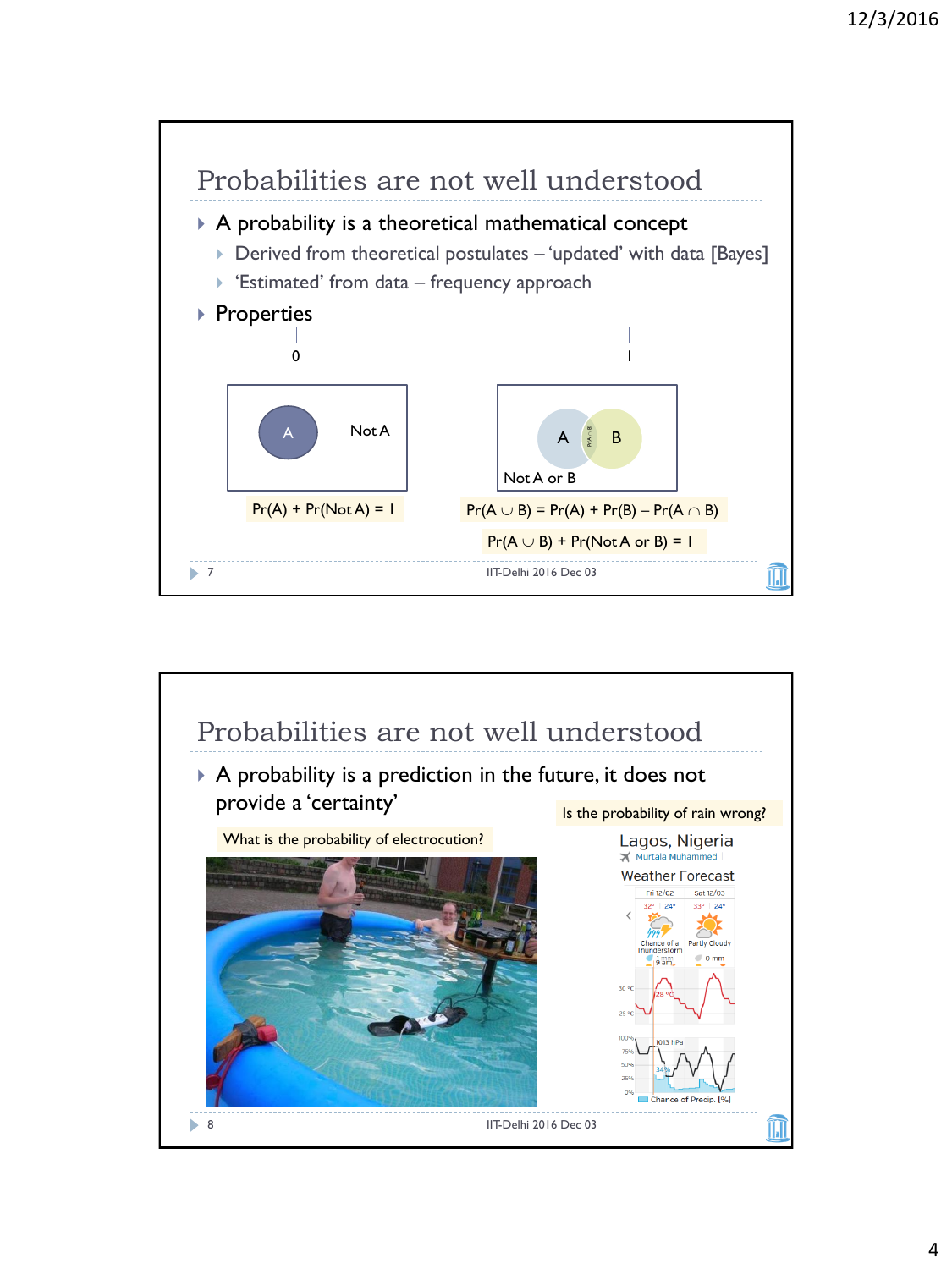## Probabilities are not well understood

- A probability is a theoretical mathematical concept
  - Derived from theoretical postulates – 'updated' with data [Bayes]
  - 'Estimated' from data – frequency approach
- Properties

0 1

A Not A

$\Pr(A) + \Pr(\text{Not } A) = 1$

A B

Not A or B

$\Pr(A \cup B) = \Pr(A) + \Pr(B) - \Pr(A \cap B)$

$\Pr(A \cup B) + \Pr(\text{Not } A \text{ or } B) = 1$

## Probabilities are not well understood

- A probability is a prediction in the future, it does not provide a 'certainty'

What is the probability of electrocution?

Is the probability of rain wrong?

Lagos, Nigeria

Murtala Muhammed

Weather Forecast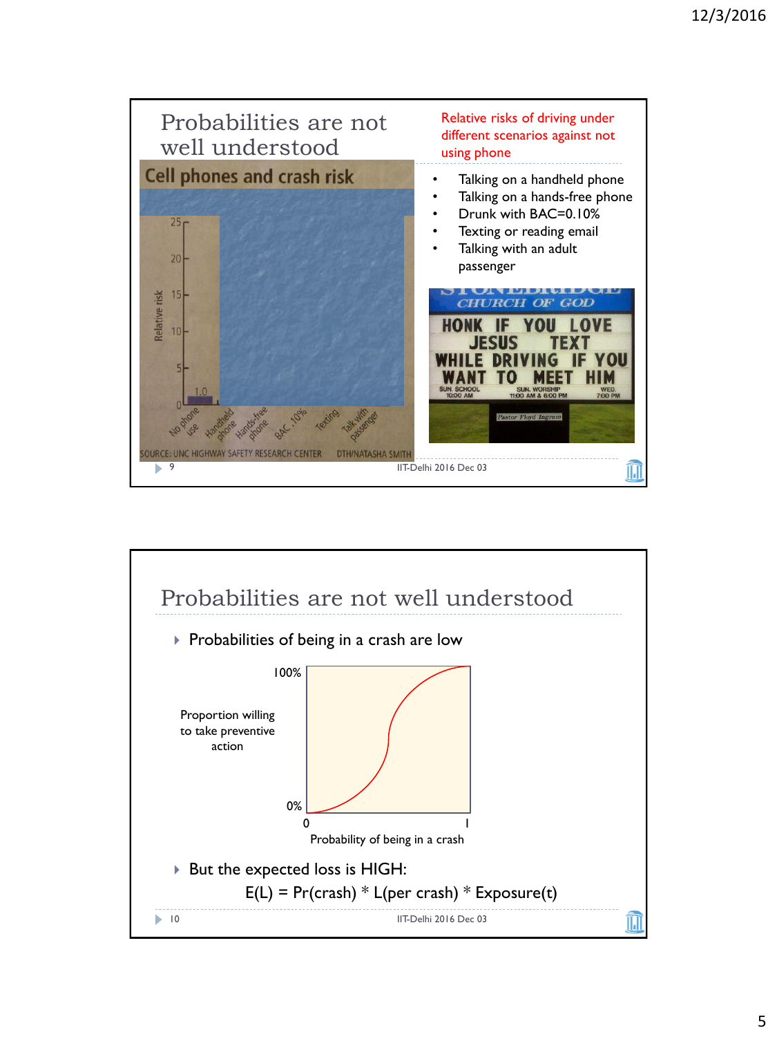## Probabilities are not well understood

**Cell phones and crash risk**

Relative risk: 25, 20, 15, 10, 5, 0

1.0

No phone use | Handheld phone | Hands-free phone | BAC .10% | Texting | Talk with passenger

SOURCE: UNC HIGHWAY SAFETY RESEARCH CENTER DTH/NATASHA SMITH

Relative risks of driving under different scenarios against not using phone

- Talking on a handheld phone
- Talking on a hands-free phone
- Drunk with BAC=0.10%
- Texting or reading email
- Talking with an adult passenger

STONEBRIDGE CHURCH OF GOD

HONK IF YOU LOVE JESUS TEXT WHILE DRIVING IF YOU WANT TO MEET HIM

SUN. SCHOOL 10:00 AM SUN. WORSHIP 11:00 AM & 6:00 PM WED. 7:00 PM

Pastor Floyd Ingram

IIT-Delhi 2016 Dec 03

## Probabilities are not well understood

- Probabilities of being in a crash are low

Proportion willing to take preventive action: 100%, 0%

Probability of being in a crash: 0, 1

- But the expected loss is HIGH:

$$E(L) = Pr(crash) * L(per\ crash) * Exposure(t)$$

IIT-Delhi 2016 Dec 03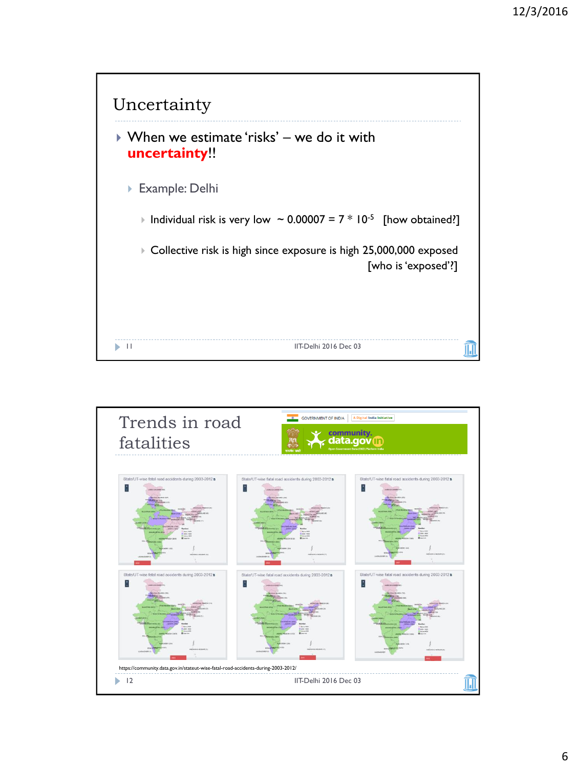## Uncertainty

- When we estimate 'risks' – we do it with **uncertainty**!!
  - Example: Delhi
    - Individual risk is very low ~ 0.00007 = $7 * 10^{-5}$ [how obtained?]
    - Collective risk is high since exposure is high 25,000,000 exposed [who is 'exposed'?]

## Trends in road fatalities

GOVERNMENT OF INDIA | A Digital India Initiative

community.data.gov.in

https://community.data.gov.in/stateut-wise-fatal-road-accidents-during-2003-2012/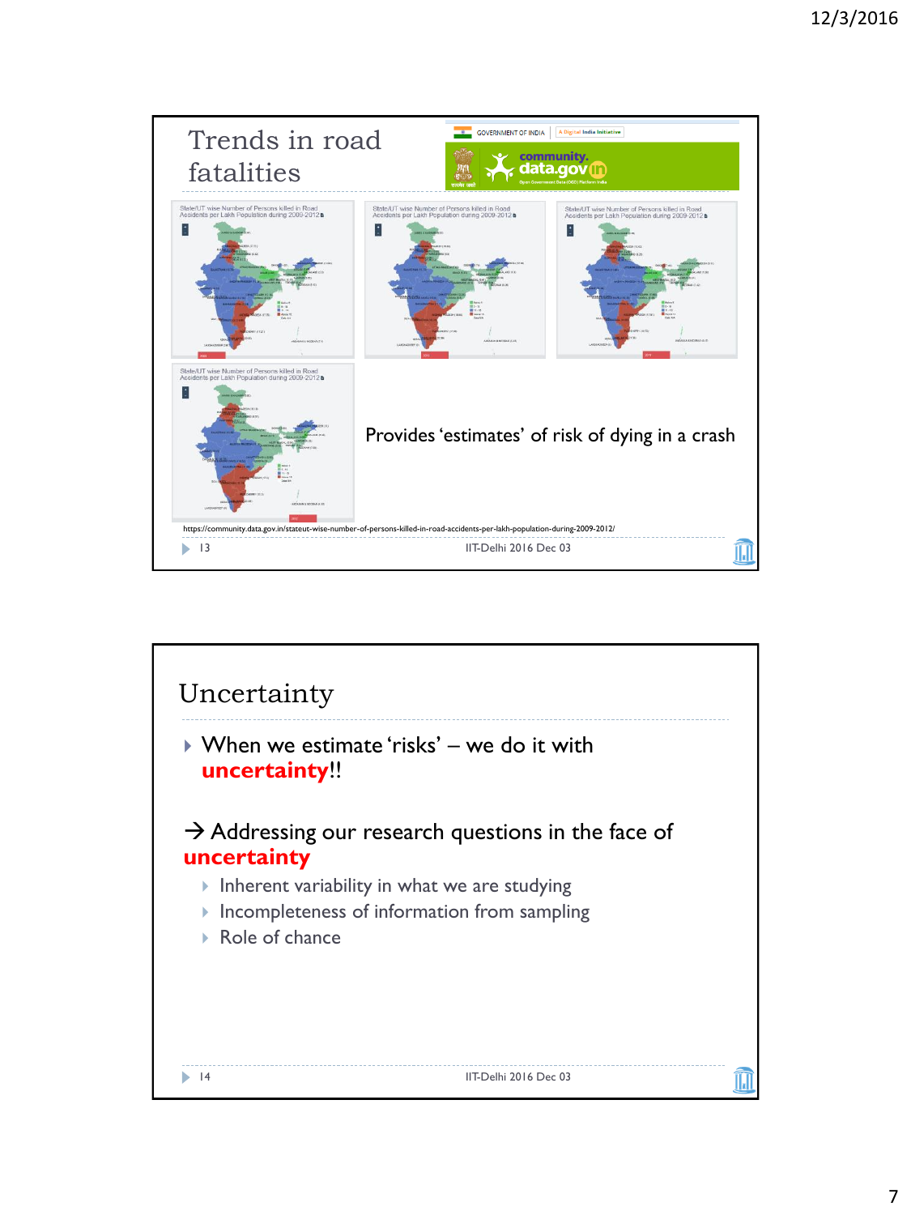## Trends in road fatalities

State/UT wise Number of Persons killed in Road Accidents per Lakh Population during 2009-2012

Provides 'estimates' of risk of dying in a crash

https://community.data.gov.in/stateut-wise-number-of-persons-killed-in-road-accidents-per-lakh-population-during-2009-2012/

## Uncertainty

- When we estimate 'risks' – we do it with **uncertainty**!!

→ Addressing our research questions in the face of **uncertainty**

- Inherent variability in what we are studying
- Incompleteness of information from sampling
- Role of chance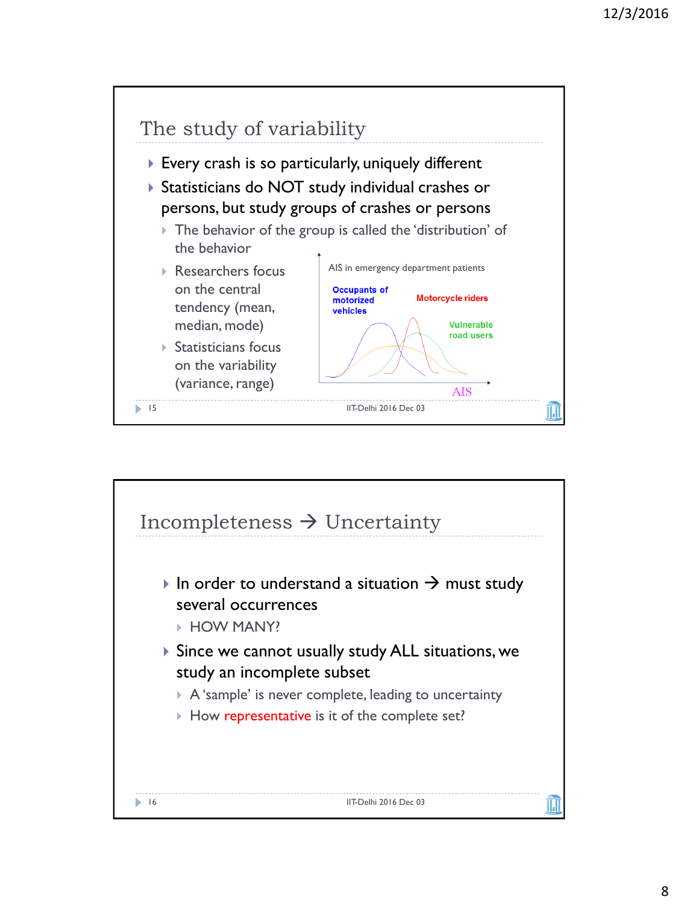## The study of variability

- Every crash is so particularly, uniquely different
- Statisticians do NOT study individual crashes or persons, but study groups of crashes or persons
  - The behavior of the group is called the 'distribution' of the behavior
  - Researchers focus on the central tendency (mean, median, mode)
  - Statisticians focus on the variability (variance, range)

AIS in emergency department patients

Occupants of motorized vehicles

Motorcycle riders

Vulnerable road users

AIS

## Incompleteness → Uncertainty

- In order to understand a situation → must study several occurrences
  - HOW MANY?
- Since we cannot usually study ALL situations, we study an incomplete subset
  - A 'sample' is never complete, leading to uncertainty
  - How representative is it of the complete set?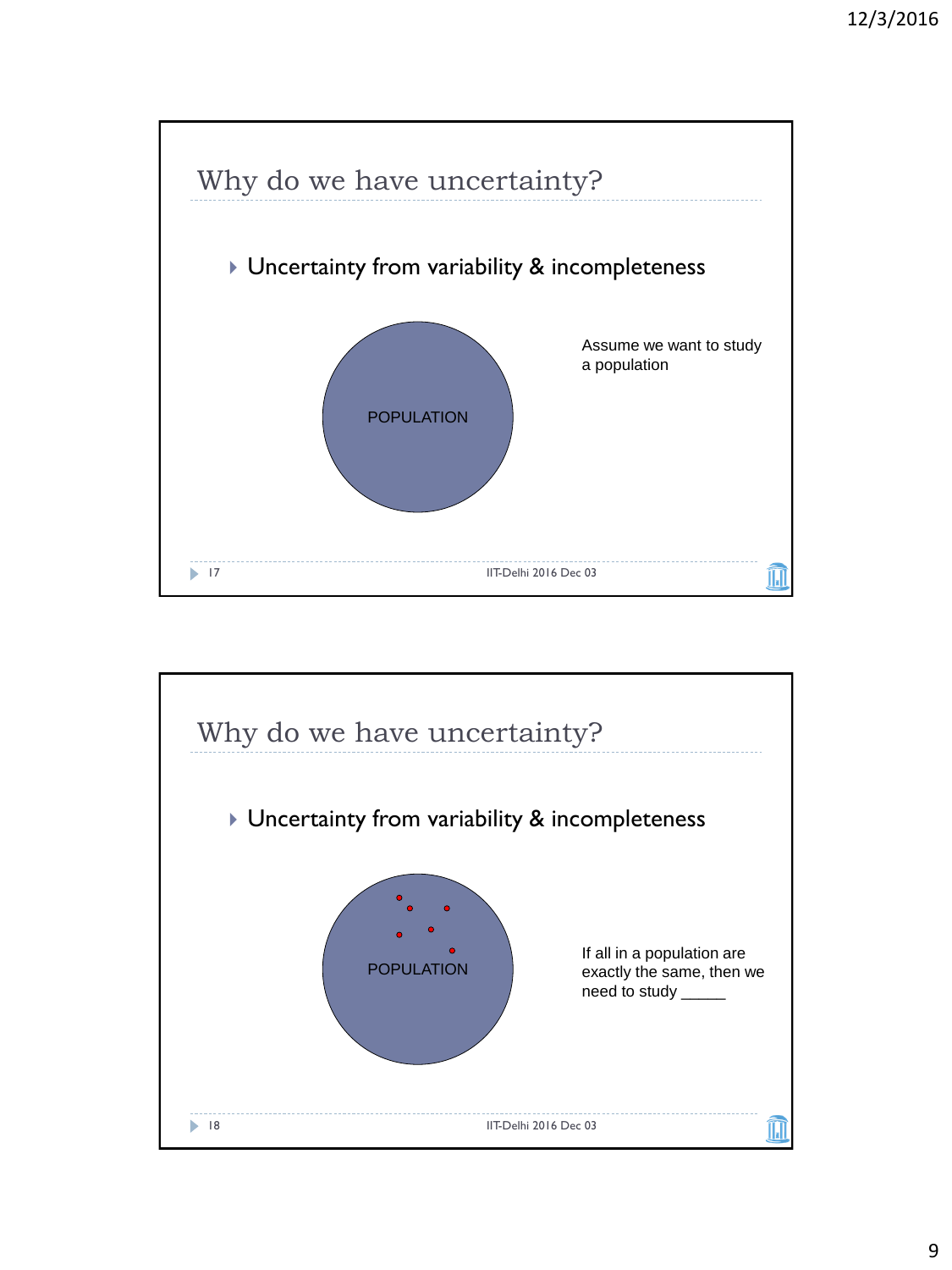## Why do we have uncertainty?

- Uncertainty from variability & incompleteness

POPULATION

Assume we want to study a population

## Why do we have uncertainty?

- Uncertainty from variability & incompleteness

POPULATION

If all in a population are exactly the same, then we need to study _____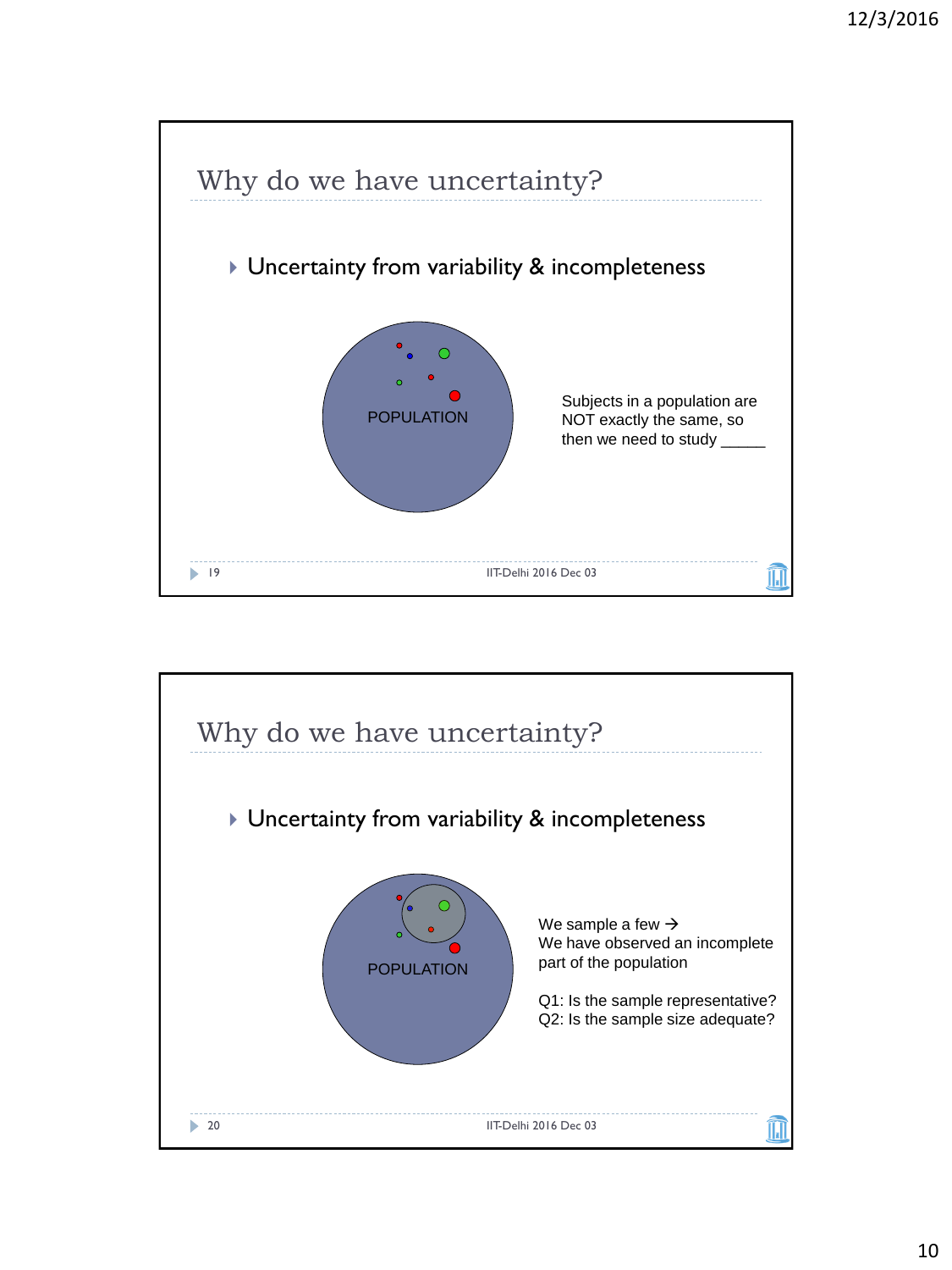## Why do we have uncertainty?

- Uncertainty from variability & incompleteness

POPULATION

Subjects in a population are NOT exactly the same, so then we need to study _____

## Why do we have uncertainty?

- Uncertainty from variability & incompleteness

POPULATION

We sample a few →
We have observed an incomplete part of the population

Q1: Is the sample representative?
Q2: Is the sample size adequate?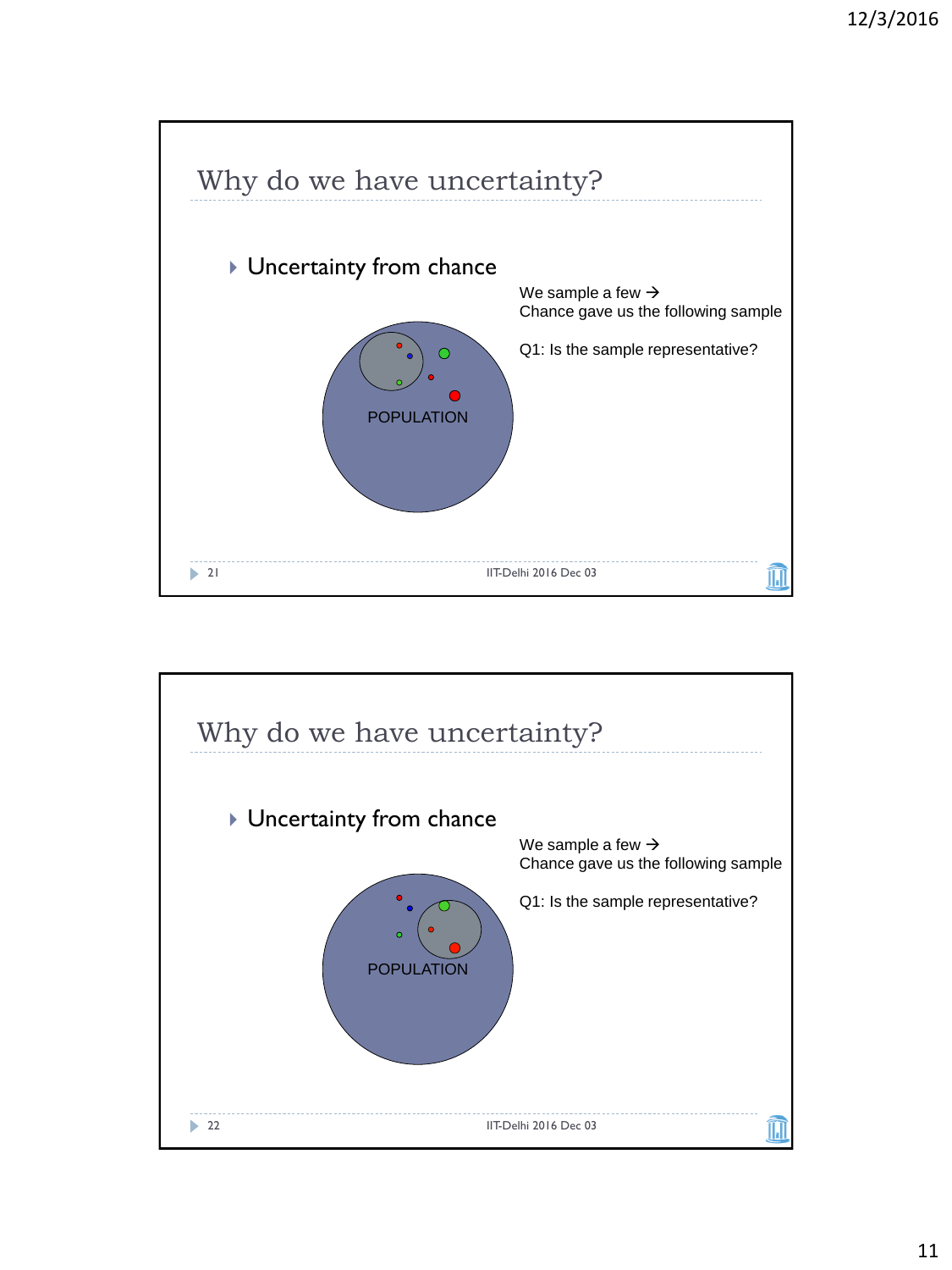## Why do we have uncertainty?

- Uncertainty from chance

We sample a few →
Chance gave us the following sample

Q1: Is the sample representative?

POPULATION

---

## Why do we have uncertainty?

- Uncertainty from chance

We sample a few →
Chance gave us the following sample

Q1: Is the sample representative?

POPULATION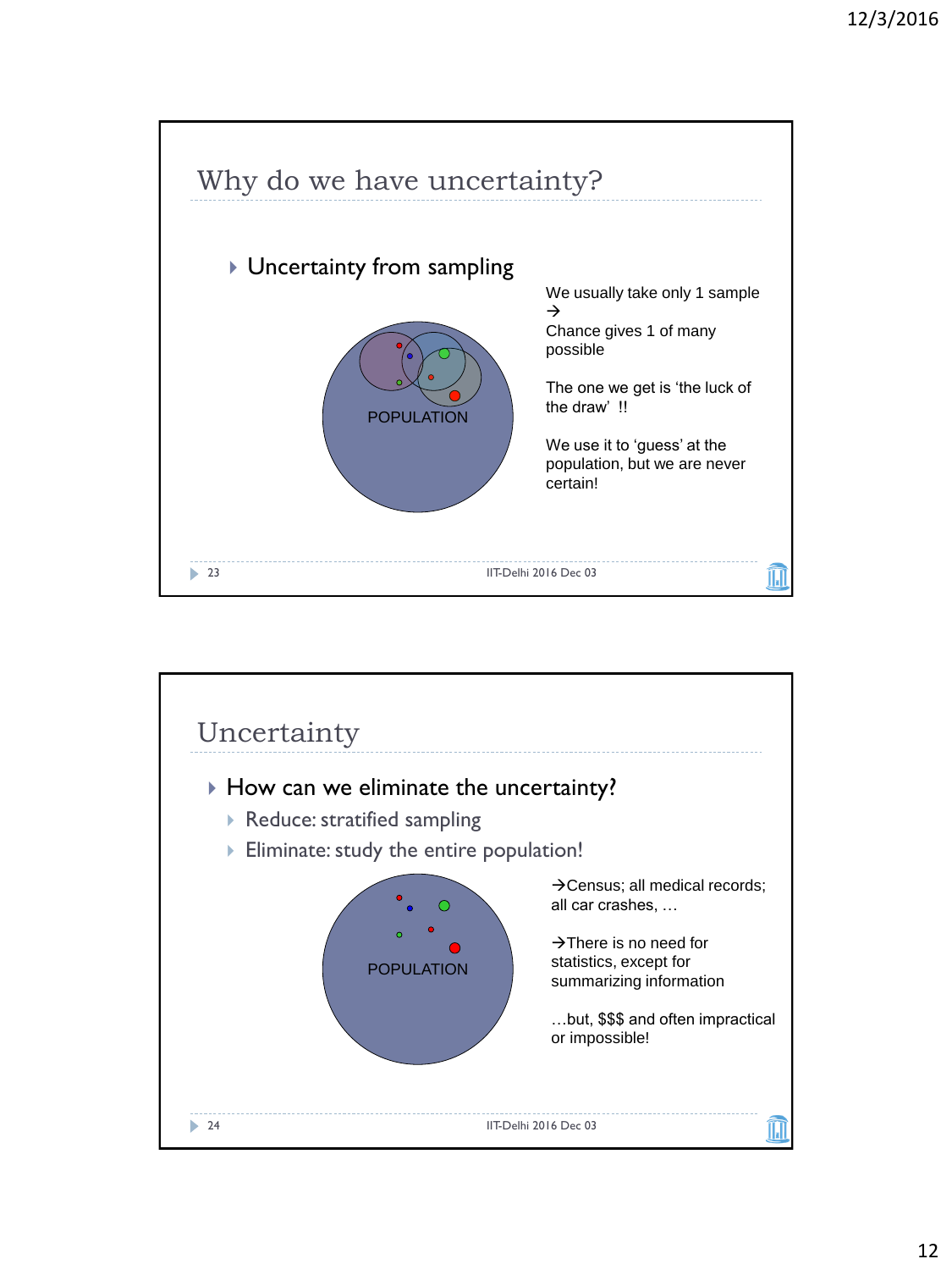## Why do we have uncertainty?

- Uncertainty from sampling

POPULATION

We usually take only 1 sample
→
Chance gives 1 of many possible

The one we get is 'the luck of the draw' !!

We use it to 'guess' at the population, but we are never certain!

## Uncertainty

- How can we eliminate the uncertainty?
  - Reduce: stratified sampling
  - Eliminate: study the entire population!

POPULATION

→Census; all medical records; all car crashes, …

→There is no need for statistics, except for summarizing information

…but, $$$ and often impractical or impossible!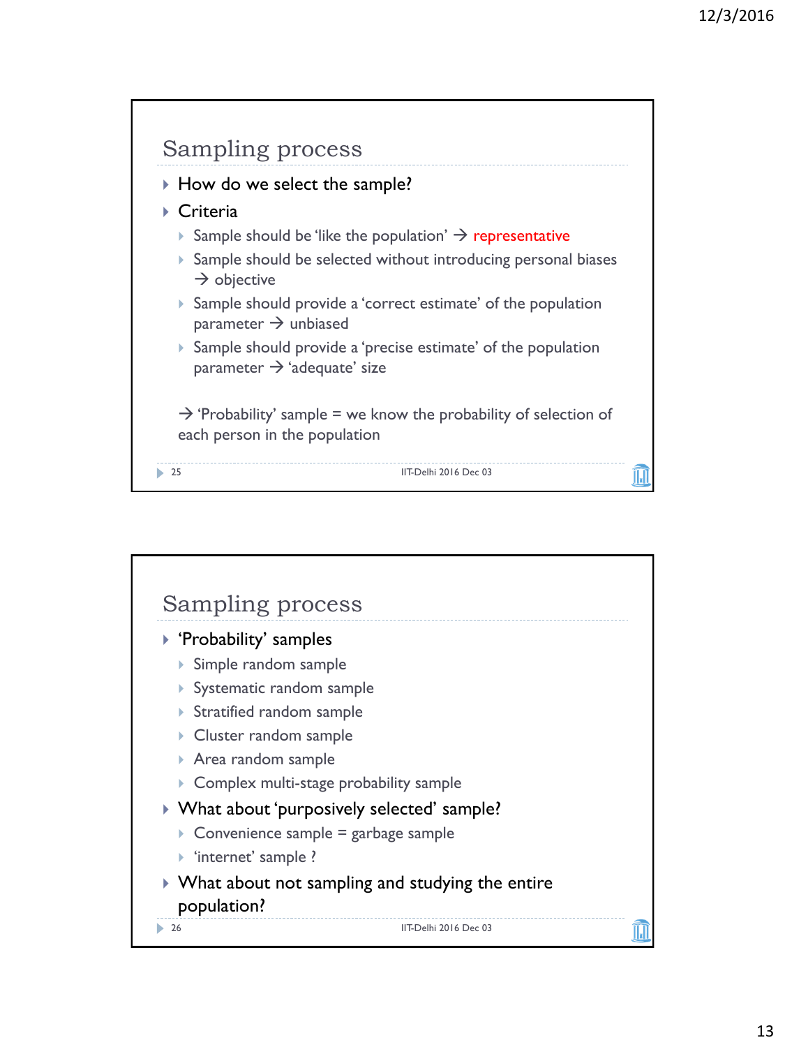## Sampling process

- How do we select the sample?
- Criteria
  - Sample should be 'like the population' → representative
  - Sample should be selected without introducing personal biases → objective
  - Sample should provide a 'correct estimate' of the population parameter → unbiased
  - Sample should provide a 'precise estimate' of the population parameter → 'adequate' size

  → 'Probability' sample = we know the probability of selection of each person in the population

## Sampling process

- 'Probability' samples
  - Simple random sample
  - Systematic random sample
  - Stratified random sample
  - Cluster random sample
  - Area random sample
  - Complex multi-stage probability sample
- What about 'purposively selected' sample?
  - Convenience sample = garbage sample
  - 'internet' sample ?
- What about not sampling and studying the entire population?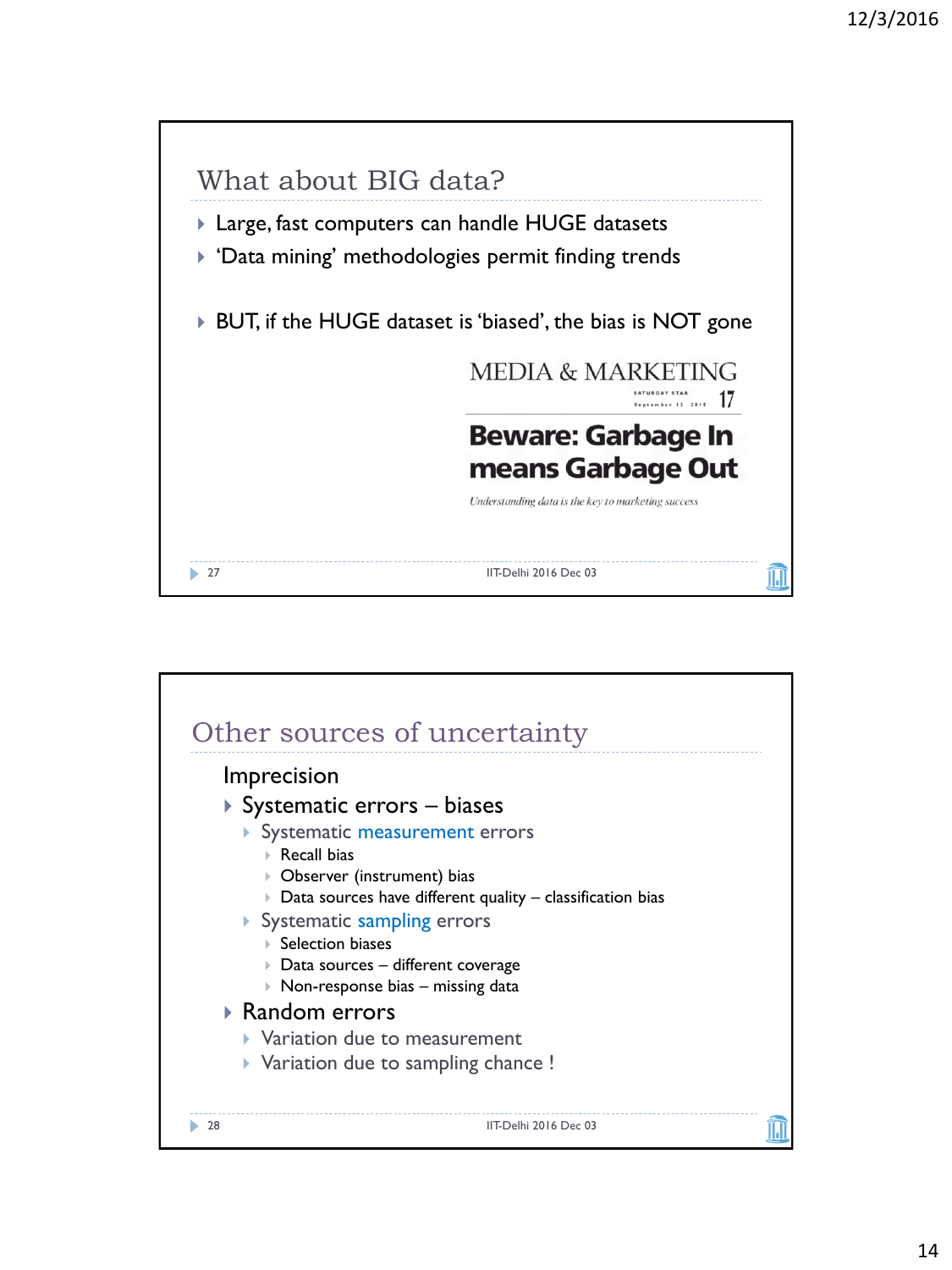## What about BIG data?

- Large, fast computers can handle HUGE datasets
- 'Data mining' methodologies permit finding trends

- BUT, if the HUGE dataset is 'biased', the bias is NOT gone

MEDIA & MARKETING

SATURDAY STAR September 12 2015 17

**Beware: Garbage In means Garbage Out**

*Understanding data is the key to marketing success*

## Other sources of uncertainty

Imprecision

- Systematic errors – biases
  - Systematic measurement errors
    - Recall bias
    - Observer (instrument) bias
    - Data sources have different quality – classification bias
  - Systematic sampling errors
    - Selection biases
    - Data sources – different coverage
    - Non-response bias – missing data
- Random errors
  - Variation due to measurement
  - Variation due to sampling chance !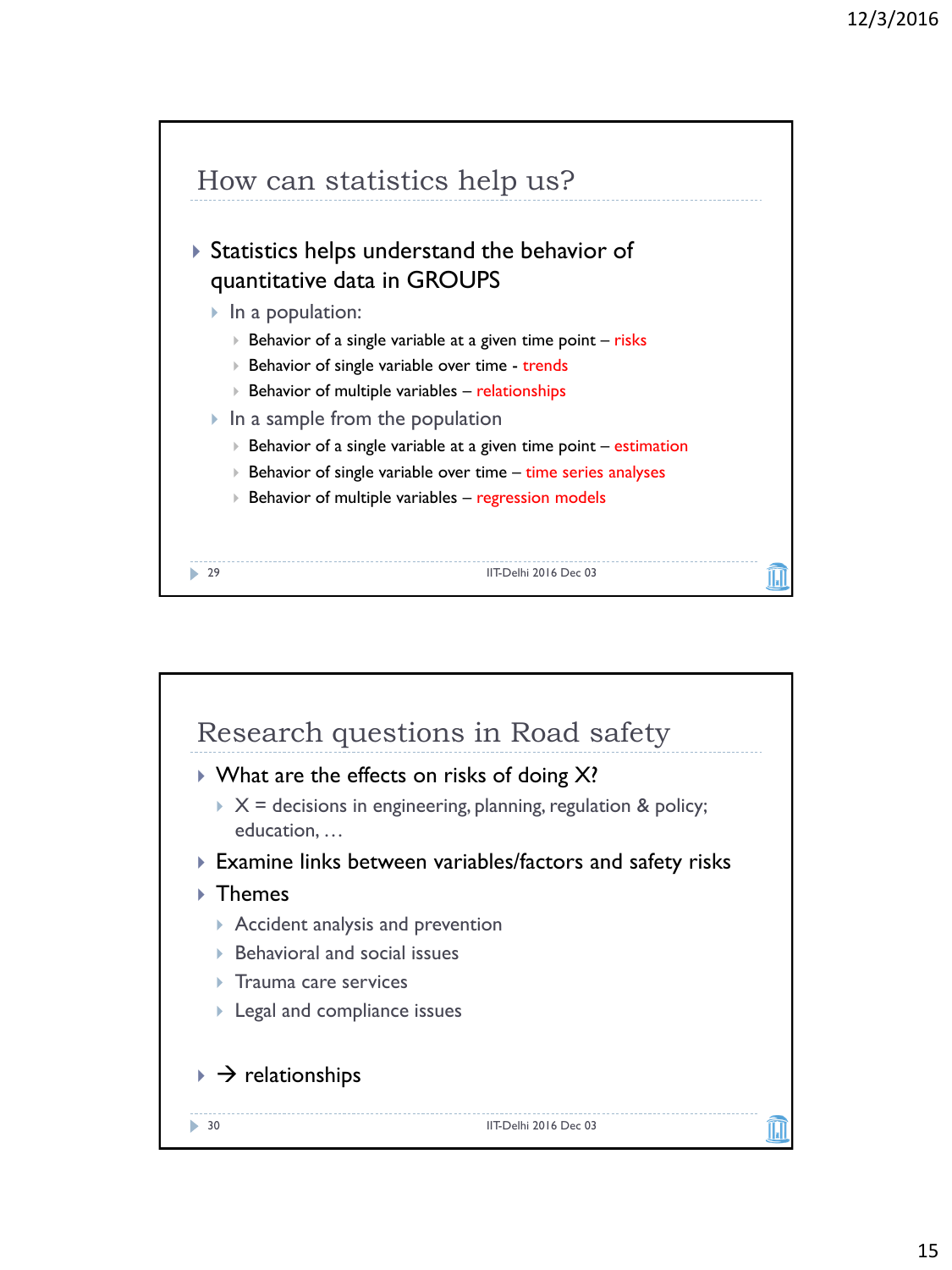## How can statistics help us?

- Statistics helps understand the behavior of quantitative data in GROUPS
  - In a population:
    - Behavior of a single variable at a given time point – risks
    - Behavior of single variable over time - trends
    - Behavior of multiple variables – relationships
  - In a sample from the population
    - Behavior of a single variable at a given time point – estimation
    - Behavior of single variable over time – time series analyses
    - Behavior of multiple variables – regression models

## Research questions in Road safety

- What are the effects on risks of doing X?
  - X = decisions in engineering, planning, regulation & policy; education, …
- Examine links between variables/factors and safety risks
- Themes
  - Accident analysis and prevention
  - Behavioral and social issues
  - Trauma care services
  - Legal and compliance issues
- → relationships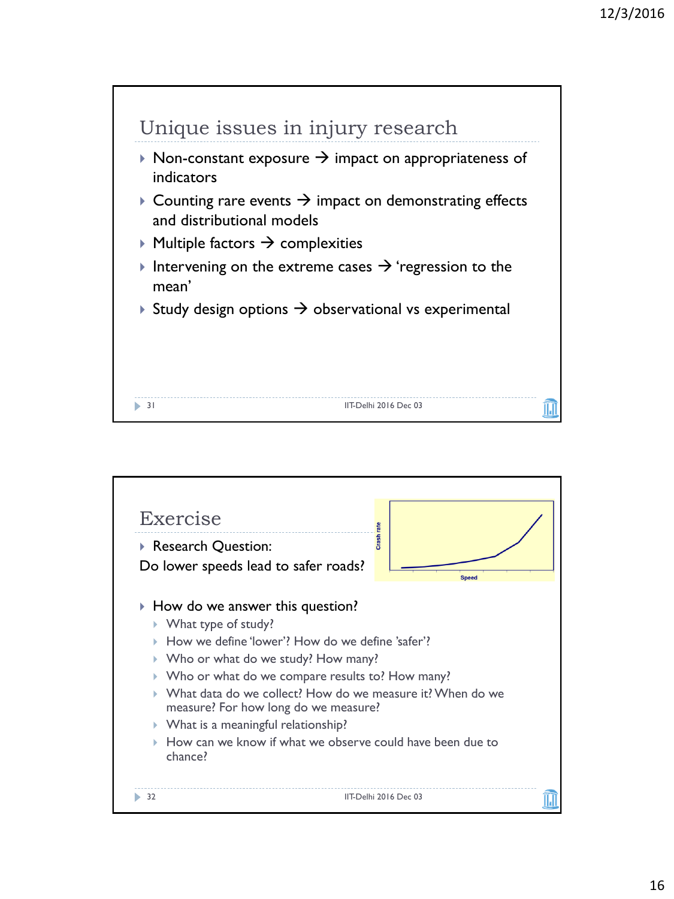## Unique issues in injury research

- Non-constant exposure → impact on appropriateness of indicators
- Counting rare events → impact on demonstrating effects and distributional models
- Multiple factors → complexities
- Intervening on the extreme cases → 'regression to the mean'
- Study design options → observational vs experimental

## Exercise

- Research Question:

Do lower speeds lead to safer roads?

Crash rate

Speed

- How do we answer this question?
  - What type of study?
  - How we define 'lower'? How do we define 'safer'?
  - Who or what do we study? How many?
  - Who or what do we compare results to? How many?
  - What data do we collect? How do we measure it? When do we measure? For how long do we measure?
  - What is a meaningful relationship?
  - How can we know if what we observe could have been due to chance?